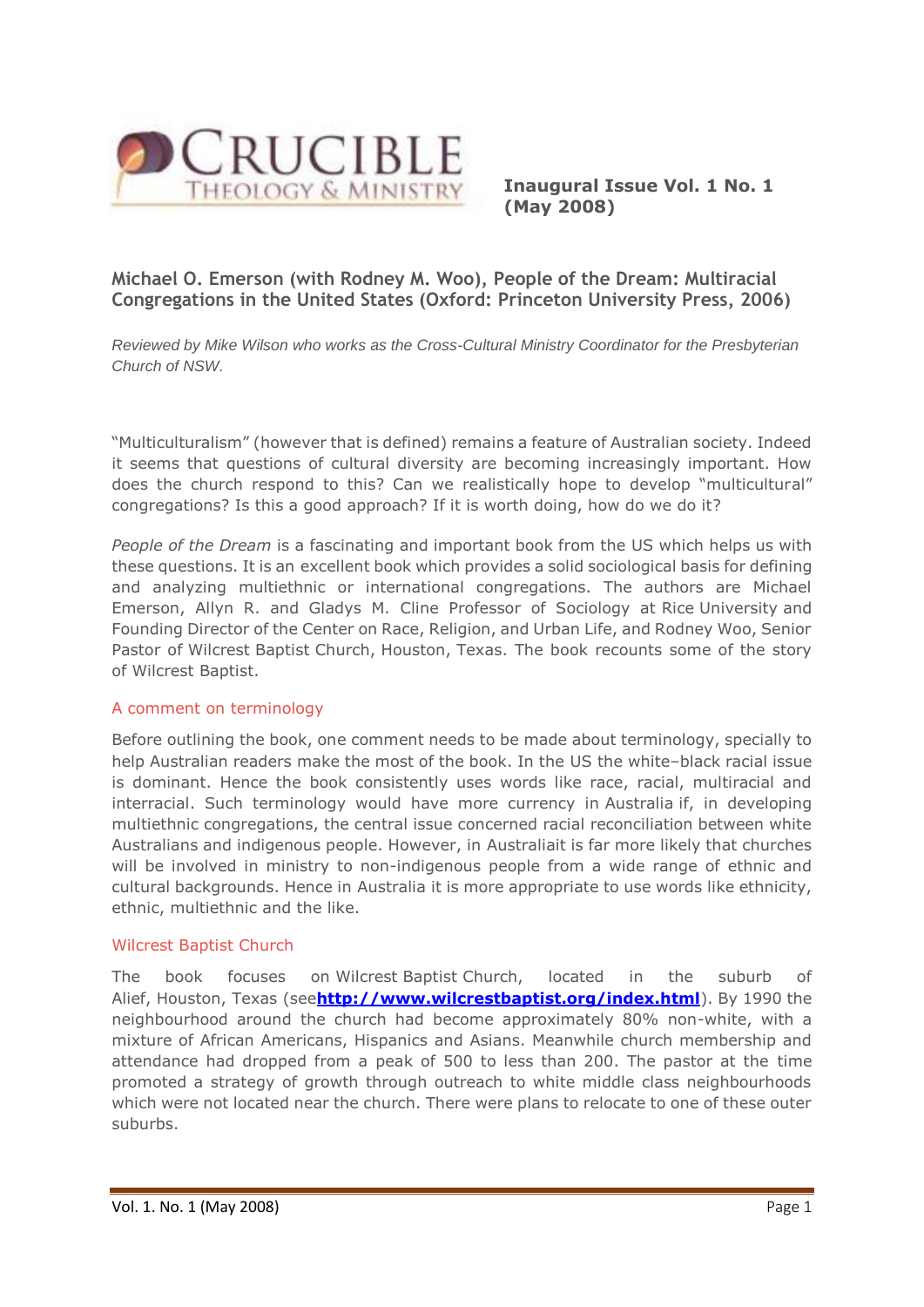**CRUCIBLE** THEOLOGY & MINISTRY

**Inaugural Issue Vol. 1 No. 1 (May 2008)**

## Michael O. Emerson (with Rodney M. Woo), People of the Dream: Multiracial Congregations in the United States (Oxford: Princeton University Press, 2006)

*Reviewed by Mike Wilson who works as the Cross-Cultural Ministry Coordinator for the Presbyterian Church of NSW.*

"Multiculturalism" (however that is defined) remains a feature of Australian society. Indeed it seems that questions of cultural diversity are becoming increasingly important. How does the church respond to this? Can we realistically hope to develop "multicultural" congregations? Is this a good approach? If it is worth doing, how do we do it?

*People of the Dream* is a fascinating and important book from the US which helps us with these questions. It is an excellent book which provides a solid sociological basis for defining and analyzing multiethnic or international congregations. The authors are Michael Emerson, Allyn R. and Gladys M. Cline Professor of Sociology at Rice University and Founding Director of the Center on Race, Religion, and Urban Life, and Rodney Woo, Senior Pastor of Wilcrest Baptist Church, Houston, Texas. The book recounts some of the story of Wilcrest Baptist.

### A comment on terminology

Before outlining the book, one comment needs to be made about terminology, specially to help Australian readers make the most of the book. In the US the white–black racial issue is dominant. Hence the book consistently uses words like race, racial, multiracial and interracial. Such terminology would have more currency in Australia if, in developing multiethnic congregations, the central issue concerned racial reconciliation between white Australians and indigenous people. However, in Australiait is far more likely that churches will be involved in ministry to non-indigenous people from a wide range of ethnic and cultural backgrounds. Hence in Australia it is more appropriate to use words like ethnicity, ethnic, multiethnic and the like.

### Wilcrest Baptist Church

The book focuses on Wilcrest Baptist Church, located in the suburb of Alief, Houston, Texas (see**http://www.wilcrestbaptist.org/index.html**). By 1990 the neighbourhood around the church had become approximately 80% non-white, with a mixture of African Americans, Hispanics and Asians. Meanwhile church membership and attendance had dropped from a peak of 500 to less than 200. The pastor at the time promoted a strategy of growth through outreach to white middle class neighbourhoods which were not located near the church. There were plans to relocate to one of these outer suburbs.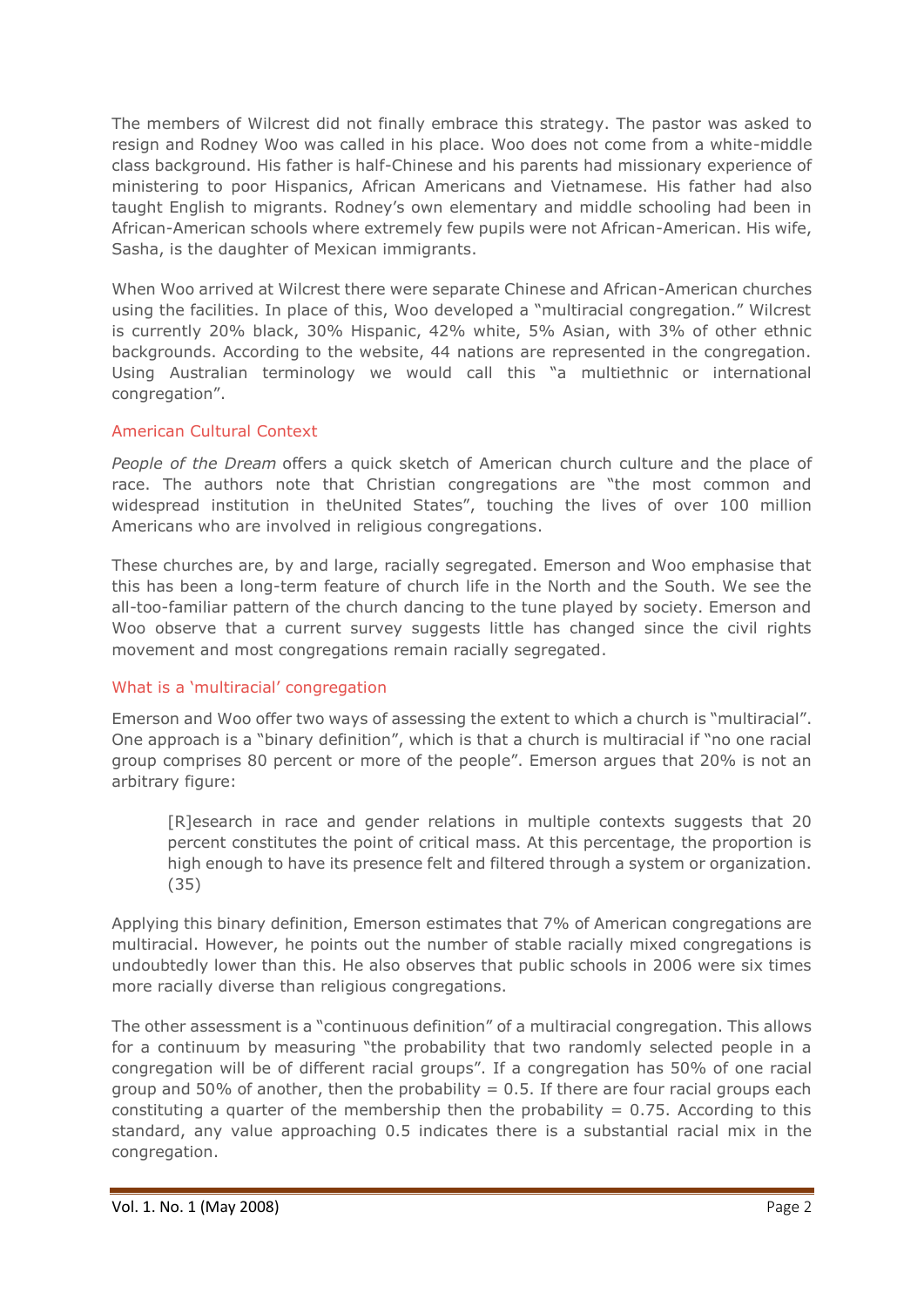The members of Wilcrest did not finally embrace this strategy. The pastor was asked to resign and Rodney Woo was called in his place. Woo does not come from a white-middle class background. His father is half-Chinese and his parents had missionary experience of ministering to poor Hispanics, African Americans and Vietnamese. His father had also taught English to migrants. Rodney's own elementary and middle schooling had been in African-American schools where extremely few pupils were not African-American. His wife, Sasha, is the daughter of Mexican immigrants.

When Woo arrived at Wilcrest there were separate Chinese and African-American churches using the facilities. In place of this, Woo developed a "multiracial congregation." Wilcrest is currently 20% black, 30% Hispanic, 42% white, 5% Asian, with 3% of other ethnic backgrounds. According to the website, 44 nations are represented in the congregation. Using Australian terminology we would call this "a multiethnic or international congregation".

## American Cultural Context

*People of the Dream* offers a quick sketch of American church culture and the place of race. The authors note that Christian congregations are "the most common and widespread institution in theUnited States", touching the lives of over 100 million Americans who are involved in religious congregations.

These churches are, by and large, racially segregated. Emerson and Woo emphasise that this has been a long-term feature of church life in the North and the South. We see the all-too-familiar pattern of the church dancing to the tune played by society. Emerson and Woo observe that a current survey suggests little has changed since the civil rights movement and most congregations remain racially segregated.

## What is a 'multiracial' congregation

Emerson and Woo offer two ways of assessing the extent to which a church is "multiracial". One approach is a "binary definition", which is that a church is multiracial if "no one racial group comprises 80 percent or more of the people". Emerson argues that 20% is not an arbitrary figure:

> [R]esearch in race and gender relations in multiple contexts suggests that 20 percent constitutes the point of critical mass. At this percentage, the proportion is high enough to have its presence felt and filtered through a system or organization. (35)

Applying this binary definition, Emerson estimates that 7% of American congregations are multiracial. However, he points out the number of stable racially mixed congregations is undoubtedly lower than this. He also observes that public schools in 2006 were six times more racially diverse than religious congregations.

The other assessment is a "continuous definition" of a multiracial congregation. This allows for a continuum by measuring "the probability that two randomly selected people in a congregation will be of different racial groups". If a congregation has 50% of one racial group and 50% of another, then the probability = 0.5. If there are four racial groups each constituting a quarter of the membership then the probability = 0.75. According to this standard, any value approaching 0.5 indicates there is a substantial racial mix in the congregation.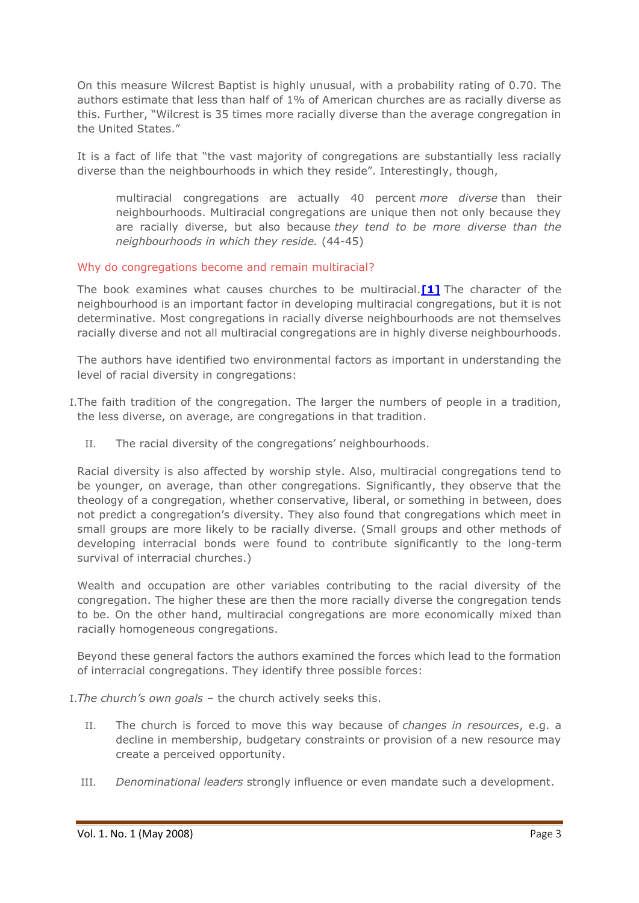On this measure Wilcrest Baptist is highly unusual, with a probability rating of 0.70. The authors estimate that less than half of 1% of American churches are as racially diverse as this. Further, "Wilcrest is 35 times more racially diverse than the average congregation in the United States."

It is a fact of life that "the vast majority of congregations are substantially less racially diverse than the neighbourhoods in which they reside". Interestingly, though,

> multiracial congregations are actually 40 percent *more diverse* than their neighbourhoods. Multiracial congregations are unique then not only because they are racially diverse, but also because *they tend to be more diverse than the neighbourhoods in which they reside.* (44-45)

## Why do congregations become and remain multiracial?

The book examines what causes churches to be multiracial.**[1]** The character of the neighbourhood is an important factor in developing multiracial congregations, but it is not determinative. Most congregations in racially diverse neighbourhoods are not themselves racially diverse and not all multiracial congregations are in highly diverse neighbourhoods.

The authors have identified two environmental factors as important in understanding the level of racial diversity in congregations:

I. The faith tradition of the congregation. The larger the numbers of people in a tradition, the less diverse, on average, are congregations in that tradition.

II. The racial diversity of the congregations' neighbourhoods.

Racial diversity is also affected by worship style. Also, multiracial congregations tend to be younger, on average, than other congregations. Significantly, they observe that the theology of a congregation, whether conservative, liberal, or something in between, does not predict a congregation's diversity. They also found that congregations which meet in small groups are more likely to be racially diverse. (Small groups and other methods of developing interracial bonds were found to contribute significantly to the long-term survival of interracial churches.)

Wealth and occupation are other variables contributing to the racial diversity of the congregation. The higher these are then the more racially diverse the congregation tends to be. On the other hand, multiracial congregations are more economically mixed than racially homogeneous congregations.

Beyond these general factors the authors examined the forces which lead to the formation of interracial congregations. They identify three possible forces:

I. *The church's own goals* – the church actively seeks this.

II. The church is forced to move this way because of *changes in resources*, e.g. a decline in membership, budgetary constraints or provision of a new resource may create a perceived opportunity.

III. *Denominational leaders* strongly influence or even mandate such a development.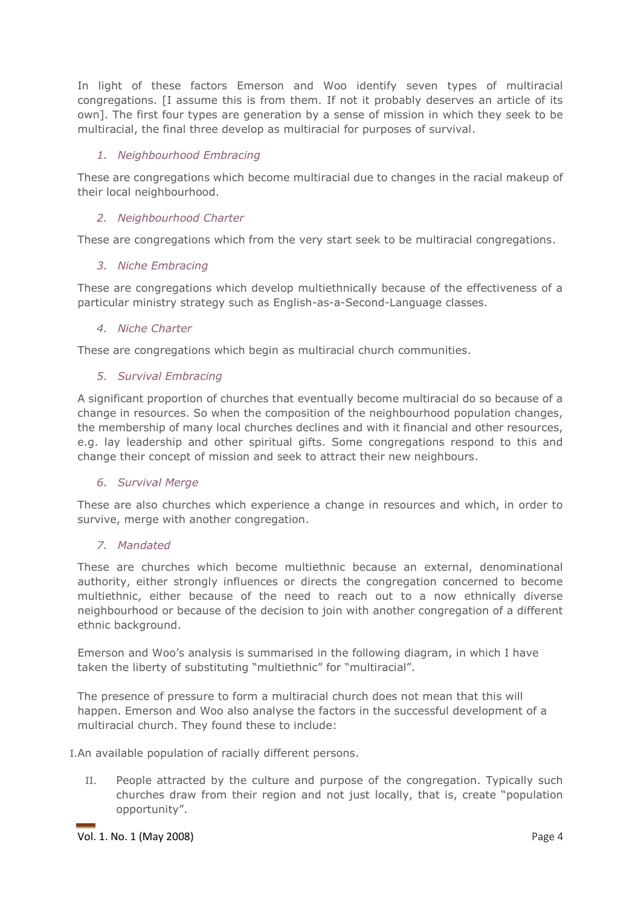In light of these factors Emerson and Woo identify seven types of multiracial congregations. [I assume this is from them. If not it probably deserves an article of its own]. The first four types are generation by a sense of mission in which they seek to be multiracial, the final three develop as multiracial for purposes of survival.

1. *Neighbourhood Embracing*

These are congregations which become multiracial due to changes in the racial makeup of their local neighbourhood.

2. *Neighbourhood Charter*

These are congregations which from the very start seek to be multiracial congregations.

3. *Niche Embracing*

These are congregations which develop multiethnically because of the effectiveness of a particular ministry strategy such as English-as-a-Second-Language classes.

4. *Niche Charter*

These are congregations which begin as multiracial church communities.

5. *Survival Embracing*

A significant proportion of churches that eventually become multiracial do so because of a change in resources. So when the composition of the neighbourhood population changes, the membership of many local churches declines and with it financial and other resources, e.g. lay leadership and other spiritual gifts. Some congregations respond to this and change their concept of mission and seek to attract their new neighbours.

6. *Survival Merge*

These are also churches which experience a change in resources and which, in order to survive, merge with another congregation.

7. *Mandated*

These are churches which become multiethnic because an external, denominational authority, either strongly influences or directs the congregation concerned to become multiethnic, either because of the need to reach out to a now ethnically diverse neighbourhood or because of the decision to join with another congregation of a different ethnic background.

Emerson and Woo's analysis is summarised in the following diagram, in which I have taken the liberty of substituting "multiethnic" for "multiracial".

The presence of pressure to form a multiracial church does not mean that this will happen. Emerson and Woo also analyse the factors in the successful development of a multiracial church. They found these to include:

I. An available population of racially different persons.

II. People attracted by the culture and purpose of the congregation. Typically such churches draw from their region and not just locally, that is, create "population opportunity".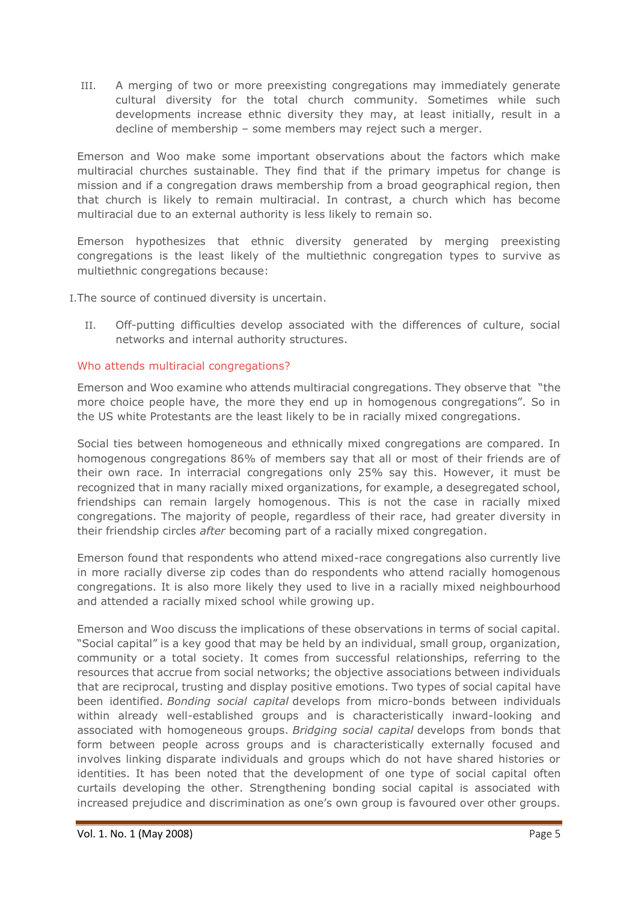III. A merging of two or more preexisting congregations may immediately generate cultural diversity for the total church community. Sometimes while such developments increase ethnic diversity they may, at least initially, result in a decline of membership – some members may reject such a merger.

Emerson and Woo make some important observations about the factors which make multiracial churches sustainable. They find that if the primary impetus for change is mission and if a congregation draws membership from a broad geographical region, then that church is likely to remain multiracial. In contrast, a church which has become multiracial due to an external authority is less likely to remain so.

Emerson hypothesizes that ethnic diversity generated by merging preexisting congregations is the least likely of the multiethnic congregation types to survive as multiethnic congregations because:

I. The source of continued diversity is uncertain.

II. Off-putting difficulties develop associated with the differences of culture, social networks and internal authority structures.

## Who attends multiracial congregations?

Emerson and Woo examine who attends multiracial congregations. They observe that "the more choice people have, the more they end up in homogenous congregations". So in the US white Protestants are the least likely to be in racially mixed congregations.

Social ties between homogeneous and ethnically mixed congregations are compared. In homogenous congregations 86% of members say that all or most of their friends are of their own race. In interracial congregations only 25% say this. However, it must be recognized that in many racially mixed organizations, for example, a desegregated school, friendships can remain largely homogenous. This is not the case in racially mixed congregations. The majority of people, regardless of their race, had greater diversity in their friendship circles *after* becoming part of a racially mixed congregation.

Emerson found that respondents who attend mixed-race congregations also currently live in more racially diverse zip codes than do respondents who attend racially homogenous congregations. It is also more likely they used to live in a racially mixed neighbourhood and attended a racially mixed school while growing up.

Emerson and Woo discuss the implications of these observations in terms of social capital. "Social capital" is a key good that may be held by an individual, small group, organization, community or a total society. It comes from successful relationships, referring to the resources that accrue from social networks; the objective associations between individuals that are reciprocal, trusting and display positive emotions. Two types of social capital have been identified. *Bonding social capital* develops from micro-bonds between individuals within already well-established groups and is characteristically inward-looking and associated with homogeneous groups. *Bridging social capital* develops from bonds that form between people across groups and is characteristically externally focused and involves linking disparate individuals and groups which do not have shared histories or identities. It has been noted that the development of one type of social capital often curtails developing the other. Strengthening bonding social capital is associated with increased prejudice and discrimination as one's own group is favoured over other groups.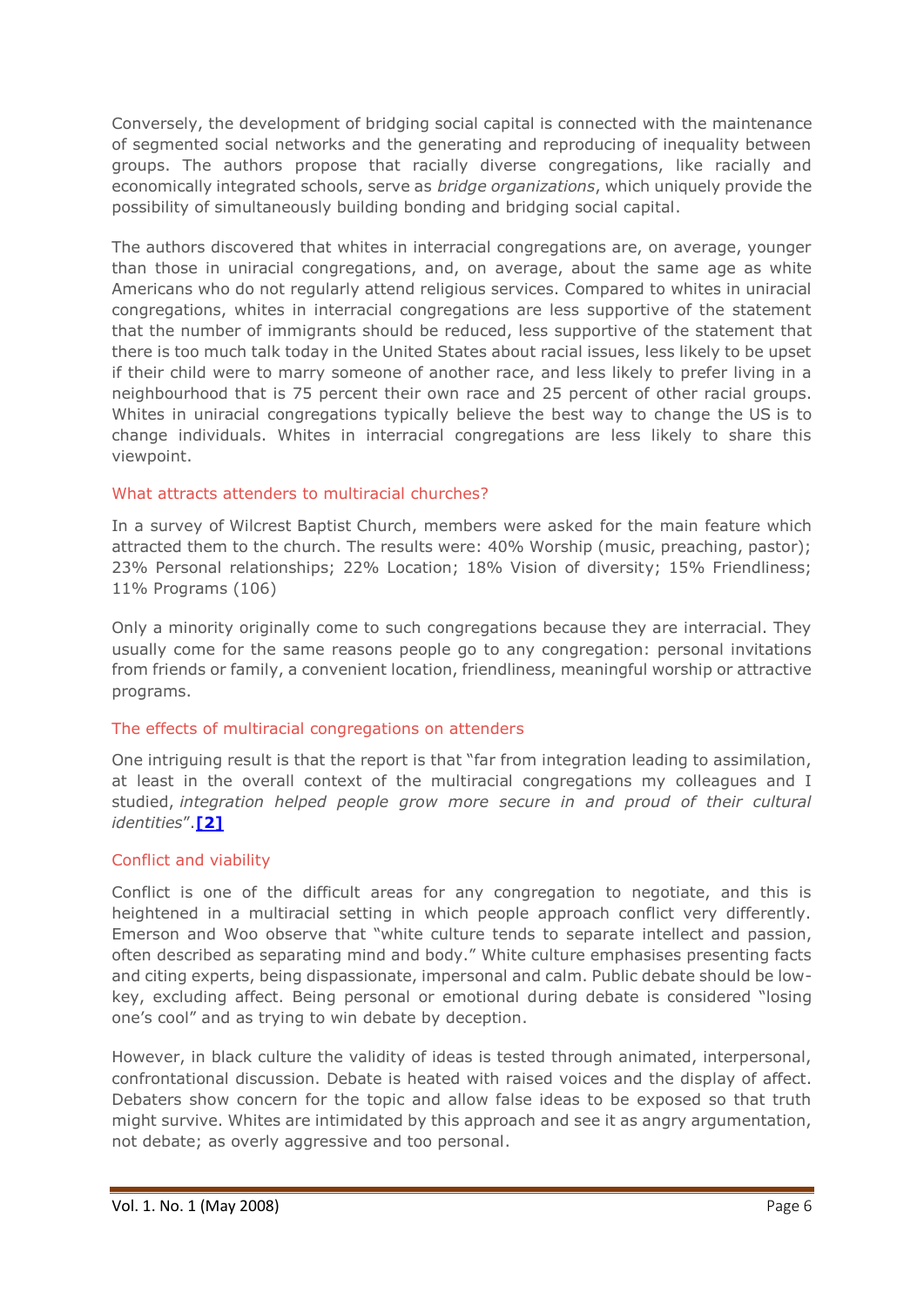Conversely, the development of bridging social capital is connected with the maintenance of segmented social networks and the generating and reproducing of inequality between groups. The authors propose that racially diverse congregations, like racially and economically integrated schools, serve as *bridge organizations*, which uniquely provide the possibility of simultaneously building bonding and bridging social capital.

The authors discovered that whites in interracial congregations are, on average, younger than those in uniracial congregations, and, on average, about the same age as white Americans who do not regularly attend religious services. Compared to whites in uniracial congregations, whites in interracial congregations are less supportive of the statement that the number of immigrants should be reduced, less supportive of the statement that there is too much talk today in the United States about racial issues, less likely to be upset if their child were to marry someone of another race, and less likely to prefer living in a neighbourhood that is 75 percent their own race and 25 percent of other racial groups. Whites in uniracial congregations typically believe the best way to change the US is to change individuals. Whites in interracial congregations are less likely to share this viewpoint.

### What attracts attenders to multiracial churches?

In a survey of Wilcrest Baptist Church, members were asked for the main feature which attracted them to the church. The results were: 40% Worship (music, preaching, pastor); 23% Personal relationships; 22% Location; 18% Vision of diversity; 15% Friendliness; 11% Programs (106)

Only a minority originally come to such congregations because they are interracial. They usually come for the same reasons people go to any congregation: personal invitations from friends or family, a convenient location, friendliness, meaningful worship or attractive programs.

### The effects of multiracial congregations on attenders

One intriguing result is that the report is that "far from integration leading to assimilation, at least in the overall context of the multiracial congregations my colleagues and I studied, *integration helped people grow more secure in and proud of their cultural identities*".**[2]**

### Conflict and viability

Conflict is one of the difficult areas for any congregation to negotiate, and this is heightened in a multiracial setting in which people approach conflict very differently. Emerson and Woo observe that "white culture tends to separate intellect and passion, often described as separating mind and body." White culture emphasises presenting facts and citing experts, being dispassionate, impersonal and calm. Public debate should be low-key, excluding affect. Being personal or emotional during debate is considered "losing one's cool" and as trying to win debate by deception.

However, in black culture the validity of ideas is tested through animated, interpersonal, confrontational discussion. Debate is heated with raised voices and the display of affect. Debaters show concern for the topic and allow false ideas to be exposed so that truth might survive. Whites are intimidated by this approach and see it as angry argumentation, not debate; as overly aggressive and too personal.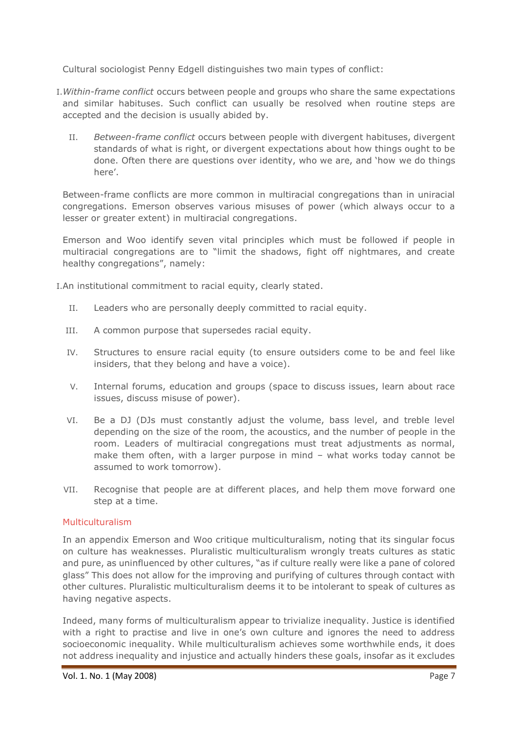Cultural sociologist Penny Edgell distinguishes two main types of conflict:

I. *Within-frame conflict* occurs between people and groups who share the same expectations and similar habituses. Such conflict can usually be resolved when routine steps are accepted and the decision is usually abided by.

II. *Between-frame conflict* occurs between people with divergent habituses, divergent standards of what is right, or divergent expectations about how things ought to be done. Often there are questions over identity, who we are, and 'how we do things here'.

Between-frame conflicts are more common in multiracial congregations than in uniracial congregations. Emerson observes various misuses of power (which always occur to a lesser or greater extent) in multiracial congregations.

Emerson and Woo identify seven vital principles which must be followed if people in multiracial congregations are to "limit the shadows, fight off nightmares, and create healthy congregations", namely:

I. An institutional commitment to racial equity, clearly stated.

II. Leaders who are personally deeply committed to racial equity.

III. A common purpose that supersedes racial equity.

IV. Structures to ensure racial equity (to ensure outsiders come to be and feel like insiders, that they belong and have a voice).

V. Internal forums, education and groups (space to discuss issues, learn about race issues, discuss misuse of power).

VI. Be a DJ (DJs must constantly adjust the volume, bass level, and treble level depending on the size of the room, the acoustics, and the number of people in the room. Leaders of multiracial congregations must treat adjustments as normal, make them often, with a larger purpose in mind – what works today cannot be assumed to work tomorrow).

VII. Recognise that people are at different places, and help them move forward one step at a time.

### Multiculturalism

In an appendix Emerson and Woo critique multiculturalism, noting that its singular focus on culture has weaknesses. Pluralistic multiculturalism wrongly treats cultures as static and pure, as uninfluenced by other cultures, "as if culture really were like a pane of colored glass" This does not allow for the improving and purifying of cultures through contact with other cultures. Pluralistic multiculturalism deems it to be intolerant to speak of cultures as having negative aspects.

Indeed, many forms of multiculturalism appear to trivialize inequality. Justice is identified with a right to practise and live in one's own culture and ignores the need to address socioeconomic inequality. While multiculturalism achieves some worthwhile ends, it does not address inequality and injustice and actually hinders these goals, insofar as it excludes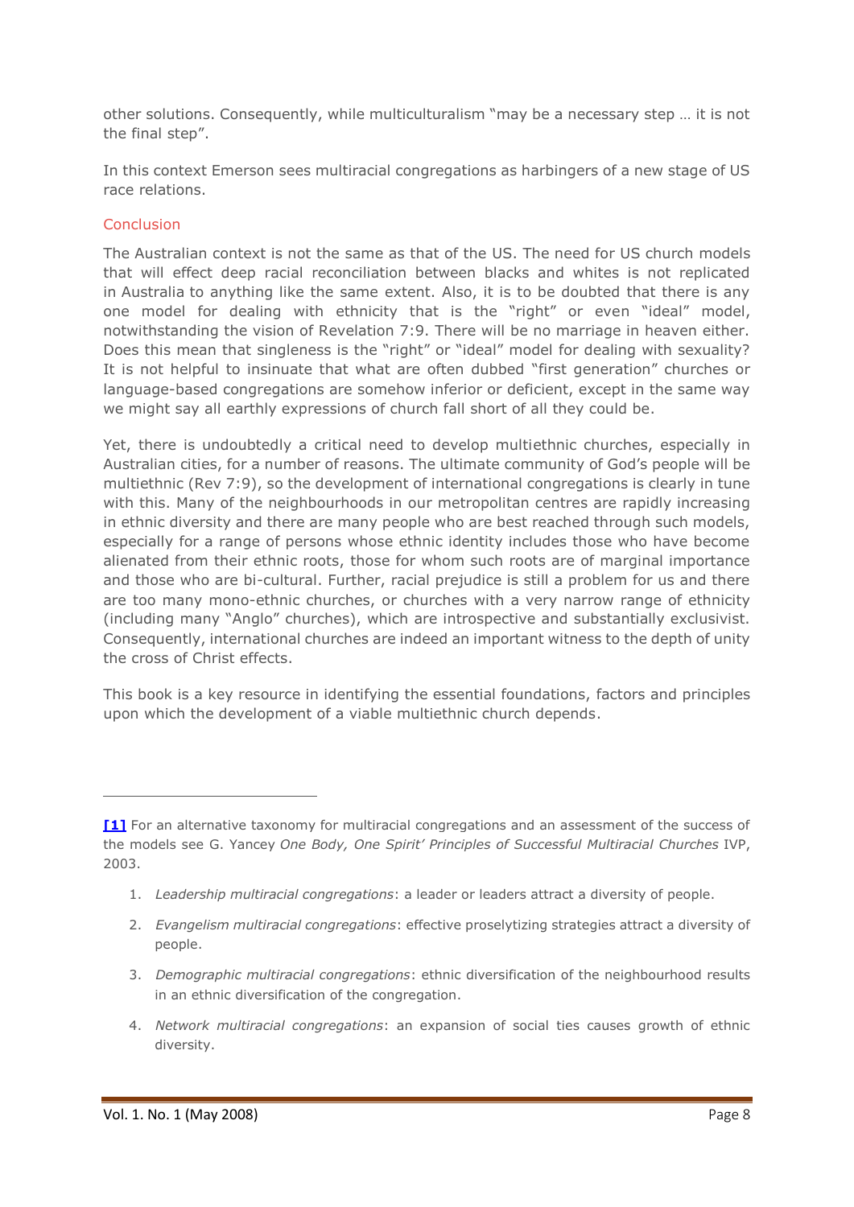other solutions. Consequently, while multiculturalism "may be a necessary step … it is not the final step".

In this context Emerson sees multiracial congregations as harbingers of a new stage of US race relations.

## Conclusion

The Australian context is not the same as that of the US. The need for US church models that will effect deep racial reconciliation between blacks and whites is not replicated in Australia to anything like the same extent. Also, it is to be doubted that there is any one model for dealing with ethnicity that is the "right" or even "ideal" model, notwithstanding the vision of Revelation 7:9. There will be no marriage in heaven either. Does this mean that singleness is the "right" or "ideal" model for dealing with sexuality? It is not helpful to insinuate that what are often dubbed "first generation" churches or language-based congregations are somehow inferior or deficient, except in the same way we might say all earthly expressions of church fall short of all they could be.

Yet, there is undoubtedly a critical need to develop multiethnic churches, especially in Australian cities, for a number of reasons. The ultimate community of God's people will be multiethnic (Rev 7:9), so the development of international congregations is clearly in tune with this. Many of the neighbourhoods in our metropolitan centres are rapidly increasing in ethnic diversity and there are many people who are best reached through such models, especially for a range of persons whose ethnic identity includes those who have become alienated from their ethnic roots, those for whom such roots are of marginal importance and those who are bi-cultural. Further, racial prejudice is still a problem for us and there are too many mono-ethnic churches, or churches with a very narrow range of ethnicity (including many "Anglo" churches), which are introspective and substantially exclusivist. Consequently, international churches are indeed an important witness to the depth of unity the cross of Christ effects.

This book is a key resource in identifying the essential foundations, factors and principles upon which the development of a viable multiethnic church depends.

---

**[1]** For an alternative taxonomy for multiracial congregations and an assessment of the success of the models see G. Yancey *One Body, One Spirit' Principles of Successful Multiracial Churches* IVP, 2003.

1. *Leadership multiracial congregations*: a leader or leaders attract a diversity of people.
2. *Evangelism multiracial congregations*: effective proselytizing strategies attract a diversity of people.
3. *Demographic multiracial congregations*: ethnic diversification of the neighbourhood results in an ethnic diversification of the congregation.
4. *Network multiracial congregations*: an expansion of social ties causes growth of ethnic diversity.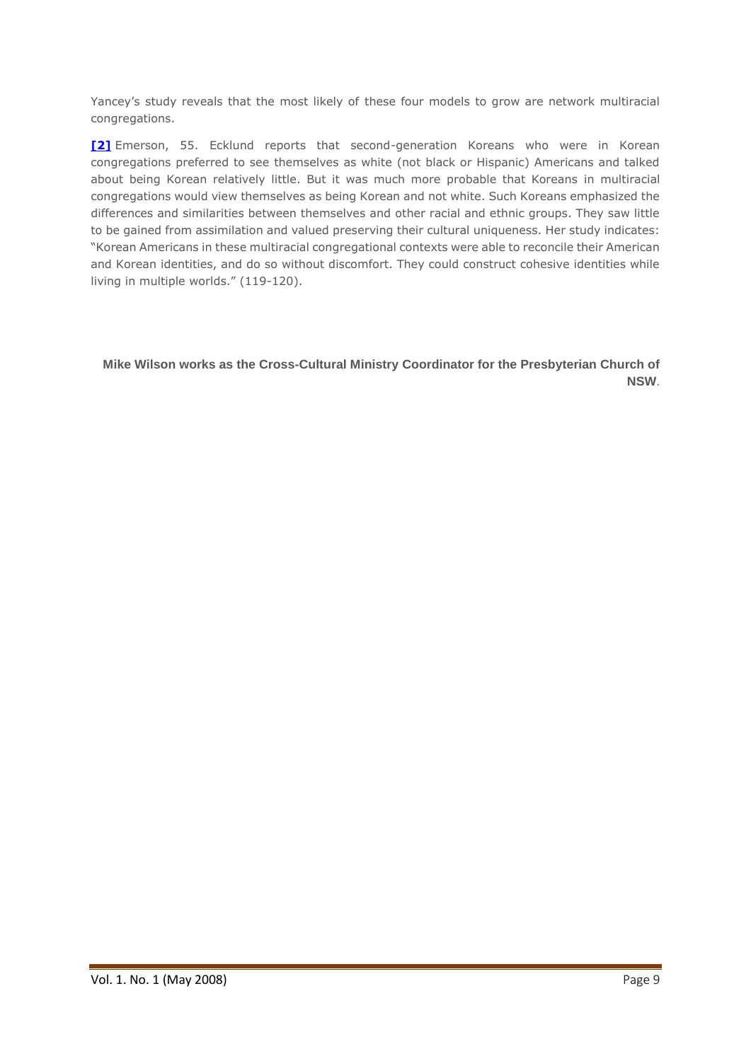Yancey's study reveals that the most likely of these four models to grow are network multiracial congregations.

**[2]** Emerson, 55. Ecklund reports that second-generation Koreans who were in Korean congregations preferred to see themselves as white (not black or Hispanic) Americans and talked about being Korean relatively little. But it was much more probable that Koreans in multiracial congregations would view themselves as being Korean and not white. Such Koreans emphasized the differences and similarities between themselves and other racial and ethnic groups. They saw little to be gained from assimilation and valued preserving their cultural uniqueness. Her study indicates: "Korean Americans in these multiracial congregational contexts were able to reconcile their American and Korean identities, and do so without discomfort. They could construct cohesive identities while living in multiple worlds." (119-120).

**Mike Wilson works as the Cross-Cultural Ministry Coordinator for the Presbyterian Church of NSW**.